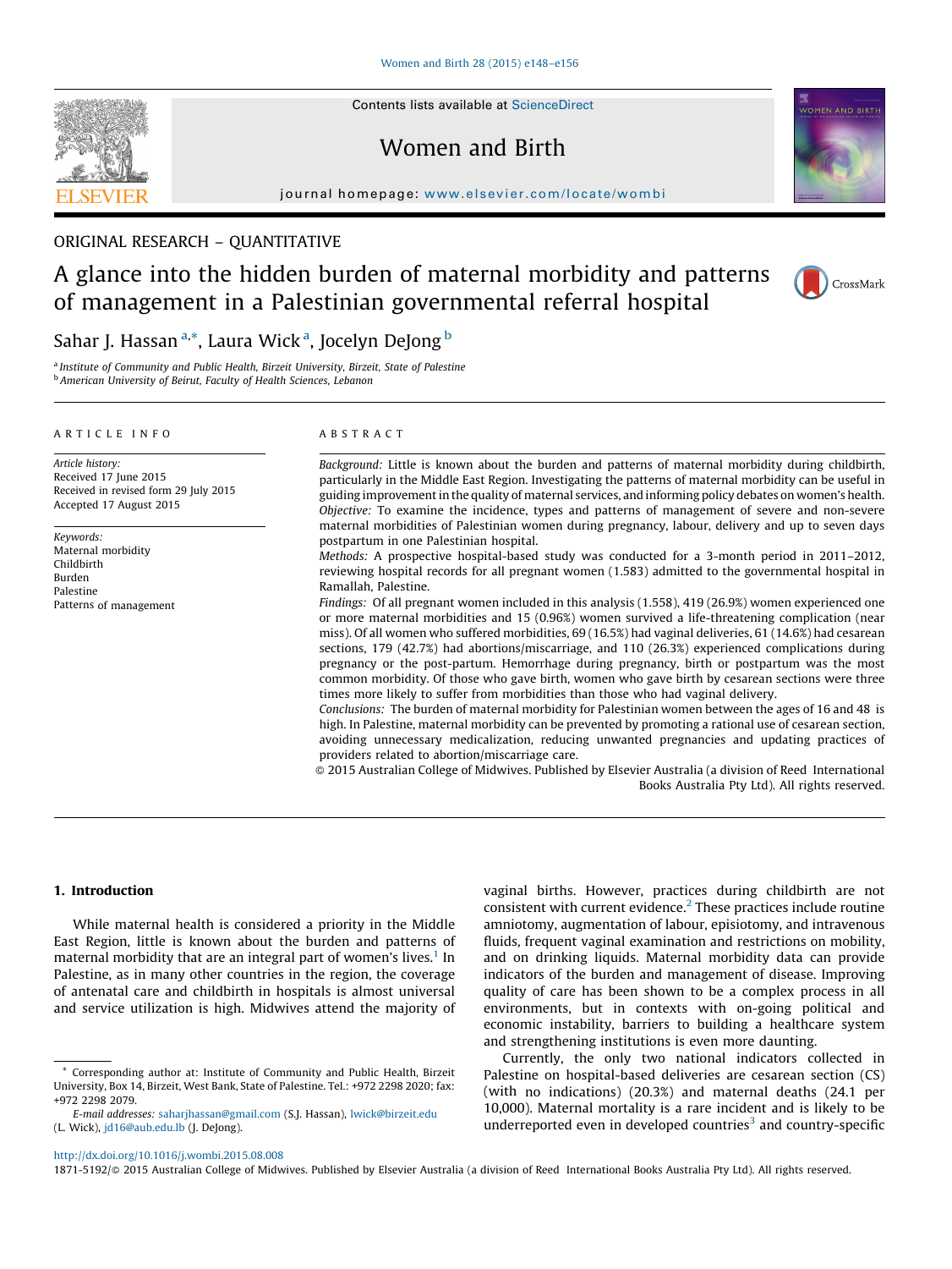ORIGINAL RESEARCH – QUANTITATIVE

# A glance into the hidden burden of maternal morbidity and patterns of management in a Palestinian governmental referral hospital

Sahar J. Hassan [a,*], Laura Wick [a], Jocelyn DeJong [b]

[a] Institute of Community and Public Health, Birzeit University, Birzeit, State of Palestine
[b] American University of Beirut, Faculty of Health Sciences, Lebanon

## ARTICLE INFO

*Article history:*
Received 17 June 2015
Received in revised form 29 July 2015
Accepted 17 August 2015

*Keywords:*
Maternal morbidity
Childbirth
Burden
Palestine
Patterns of management

## ABSTRACT

*Background:* Little is known about the burden and patterns of maternal morbidity during childbirth, particularly in the Middle East Region. Investigating the patterns of maternal morbidity can be useful in guiding improvement in the quality of maternal services, and informing policy debates on women's health.

*Objective:* To examine the incidence, types and patterns of management of severe and non-severe maternal morbidities of Palestinian women during pregnancy, labour, delivery and up to seven days postpartum in one Palestinian hospital.

*Methods:* A prospective hospital-based study was conducted for a 3-month period in 2011–2012, reviewing hospital records for all pregnant women (1.583) admitted to the governmental hospital in Ramallah, Palestine.

*Findings:* Of all pregnant women included in this analysis (1.558), 419 (26.9%) women experienced one or more maternal morbidities and 15 (0.96%) women survived a life-threatening complication (near miss). Of all women who suffered morbidities, 69 (16.5%) had vaginal deliveries, 61 (14.6%) had cesarean sections, 179 (42.7%) had abortions/miscarriage, and 110 (26.3%) experienced complications during pregnancy or the post-partum. Hemorrhage during pregnancy, birth or postpartum was the most common morbidity. Of those who gave birth, women who gave birth by cesarean sections were three times more likely to suffer from morbidities than those who had vaginal delivery.

*Conclusions:* The burden of maternal morbidity for Palestinian women between the ages of 16 and 48 is high. In Palestine, maternal morbidity can be prevented by promoting a rational use of cesarean section, avoiding unnecessary medicalization, reducing unwanted pregnancies and updating practices of providers related to abortion/miscarriage care.

© 2015 Australian College of Midwives. Published by Elsevier Australia (a division of Reed International Books Australia Pty Ltd). All rights reserved.

## 1. Introduction

While maternal health is considered a priority in the Middle East Region, little is known about the burden and patterns of maternal morbidity that are an integral part of women's lives.[1] In Palestine, as in many other countries in the region, the coverage of antenatal care and childbirth in hospitals is almost universal and service utilization is high. Midwives attend the majority of vaginal births. However, practices during childbirth are not consistent with current evidence.[2] These practices include routine amniotomy, augmentation of labour, episiotomy, and intravenous fluids, frequent vaginal examination and restrictions on mobility, and on drinking liquids. Maternal morbidity data can provide indicators of the burden and management of disease. Improving quality of care has been shown to be a complex process in all environments, but in contexts with on-going political and economic instability, barriers to building a healthcare system and strengthening institutions is even more daunting.

Currently, the only two national indicators collected in Palestine on hospital-based deliveries are cesarean section (CS) (with no indications) (20.3%) and maternal deaths (24.1 per 10,000). Maternal mortality is a rare incident and is likely to be underreported even in developed countries[3] and country-specific

* Corresponding author at: Institute of Community and Public Health, Birzeit University, Box 14, Birzeit, West Bank, State of Palestine. Tel.: +972 2298 2020; fax: +972 2298 2079.
E-mail addresses: saharjhassan@gmail.com (S.J. Hassan), lwick@birzeit.edu (L. Wick), jd16@aub.edu.lb (J. DeJong).

http://dx.doi.org/10.1016/j.wombi.2015.08.008
1871-5192/© 2015 Australian College of Midwives. Published by Elsevier Australia (a division of Reed International Books Australia Pty Ltd). All rights reserved.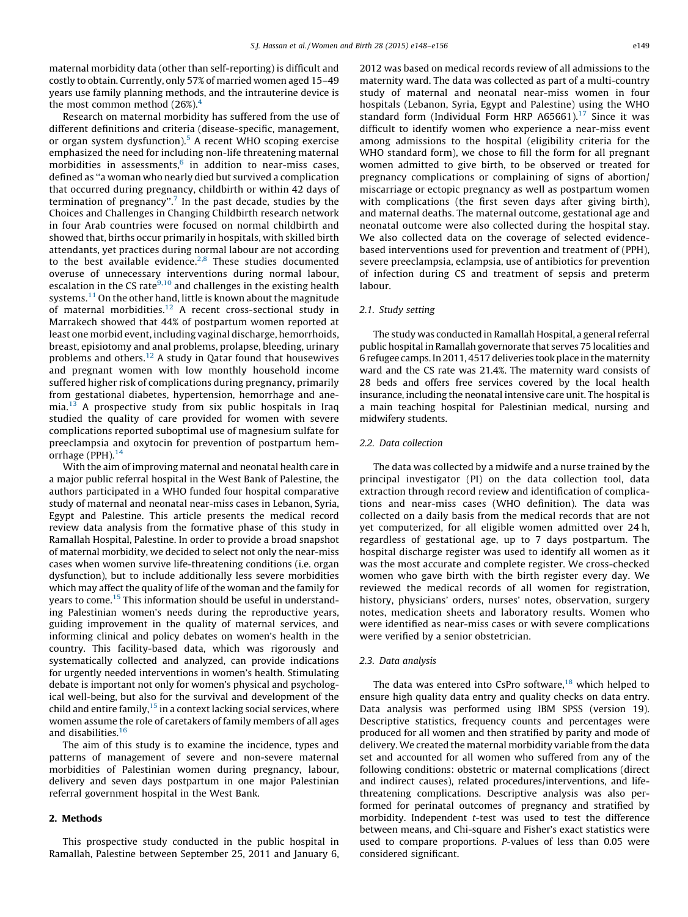maternal morbidity data (other than self-reporting) is difficult and costly to obtain. Currently, only 57% of married women aged 15–49 years use family planning methods, and the intrauterine device is the most common method (26%).[4]

Research on maternal morbidity has suffered from the use of different definitions and criteria (disease-specific, management, or organ system dysfunction).[5] A recent WHO scoping exercise emphasized the need for including non-life threatening maternal morbidities in assessments,[6] in addition to near-miss cases, defined as "a woman who nearly died but survived a complication that occurred during pregnancy, childbirth or within 42 days of termination of pregnancy".[7] In the past decade, studies by the Choices and Challenges in Changing Childbirth research network in four Arab countries were focused on normal childbirth and showed that, births occur primarily in hospitals, with skilled birth attendants, yet practices during normal labour are not according to the best available evidence.[2,8] These studies documented overuse of unnecessary interventions during normal labour, escalation in the CS rate[9,10] and challenges in the existing health systems.[11] On the other hand, little is known about the magnitude of maternal morbidities.[12] A recent cross-sectional study in Marrakech showed that 44% of postpartum women reported at least one morbid event, including vaginal discharge, hemorrhoids, breast, episiotomy and anal problems, prolapse, bleeding, urinary problems and others.[12] A study in Qatar found that housewives and pregnant women with low monthly household income suffered higher risk of complications during pregnancy, primarily from gestational diabetes, hypertension, hemorrhage and anemia.[13] A prospective study from six public hospitals in Iraq studied the quality of care provided for women with severe complications reported suboptimal use of magnesium sulfate for preeclampsia and oxytocin for prevention of postpartum hemorrhage (PPH).[14]

With the aim of improving maternal and neonatal health care in a major public referral hospital in the West Bank of Palestine, the authors participated in a WHO funded four hospital comparative study of maternal and neonatal near-miss cases in Lebanon, Syria, Egypt and Palestine. This article presents the medical record review data analysis from the formative phase of this study in Ramallah Hospital, Palestine. In order to provide a broad snapshot of maternal morbidity, we decided to select not only the near-miss cases when women survive life-threatening conditions (i.e. organ dysfunction), but to include additionally less severe morbidities which may affect the quality of life of the woman and the family for years to come.[15] This information should be useful in understanding Palestinian women's needs during the reproductive years, guiding improvement in the quality of maternal services, and informing clinical and policy debates on women's health in the country. This facility-based data, which was rigorously and systematically collected and analyzed, can provide indications for urgently needed interventions in women's health. Stimulating debate is important not only for women's physical and psychological well-being, but also for the survival and development of the child and entire family,[15] in a context lacking social services, where women assume the role of caretakers of family members of all ages and disabilities.[16]

The aim of this study is to examine the incidence, types and patterns of management of severe and non-severe maternal morbidities of Palestinian women during pregnancy, labour, delivery and seven days postpartum in one major Palestinian referral government hospital in the West Bank.

## 2. Methods

This prospective study conducted in the public hospital in Ramallah, Palestine between September 25, 2011 and January 6, 2012 was based on medical records review of all admissions to the maternity ward. The data was collected as part of a multi-country study of maternal and neonatal near-miss women in four hospitals (Lebanon, Syria, Egypt and Palestine) using the WHO standard form (Individual Form HRP A65661).[17] Since it was difficult to identify women who experience a near-miss event among admissions to the hospital (eligibility criteria for the WHO standard form), we chose to fill the form for all pregnant women admitted to give birth, to be observed or treated for pregnancy complications or complaining of signs of abortion/miscarriage or ectopic pregnancy as well as postpartum women with complications (the first seven days after giving birth), and maternal deaths. The maternal outcome, gestational age and neonatal outcome were also collected during the hospital stay. We also collected data on the coverage of selected evidence-based interventions used for prevention and treatment of (PPH), severe preeclampsia, eclampsia, use of antibiotics for prevention of infection during CS and treatment of sepsis and preterm labour.

### 2.1. Study setting

The study was conducted in Ramallah Hospital, a general referral public hospital in Ramallah governorate that serves 75 localities and 6 refugee camps. In 2011, 4517 deliveries took place in the maternity ward and the CS rate was 21.4%. The maternity ward consists of 28 beds and offers free services covered by the local health insurance, including the neonatal intensive care unit. The hospital is a main teaching hospital for Palestinian medical, nursing and midwifery students.

### 2.2. Data collection

The data was collected by a midwife and a nurse trained by the principal investigator (PI) on the data collection tool, data extraction through record review and identification of complications and near-miss cases (WHO definition). The data was collected on a daily basis from the medical records that are not yet computerized, for all eligible women admitted over 24 h, regardless of gestational age, up to 7 days postpartum. The hospital discharge register was used to identify all women as it was the most accurate and complete register. We cross-checked women who gave birth with the birth register every day. We reviewed the medical records of all women for registration, history, physicians' orders, nurses' notes, observation, surgery notes, medication sheets and laboratory results. Women who were identified as near-miss cases or with severe complications were verified by a senior obstetrician.

### 2.3. Data analysis

The data was entered into CsPro software,[18] which helped to ensure high quality data entry and quality checks on data entry. Data analysis was performed using IBM SPSS (version 19). Descriptive statistics, frequency counts and percentages were produced for all women and then stratified by parity and mode of delivery. We created the maternal morbidity variable from the data set and accounted for all women who suffered from any of the following conditions: obstetric or maternal complications (direct and indirect causes), related procedures/interventions, and life-threatening complications. Descriptive analysis was also performed for perinatal outcomes of pregnancy and stratified by morbidity. Independent *t*-test was used to test the difference between means, and Chi-square and Fisher's exact statistics were used to compare proportions. *P*-values of less than 0.05 were considered significant.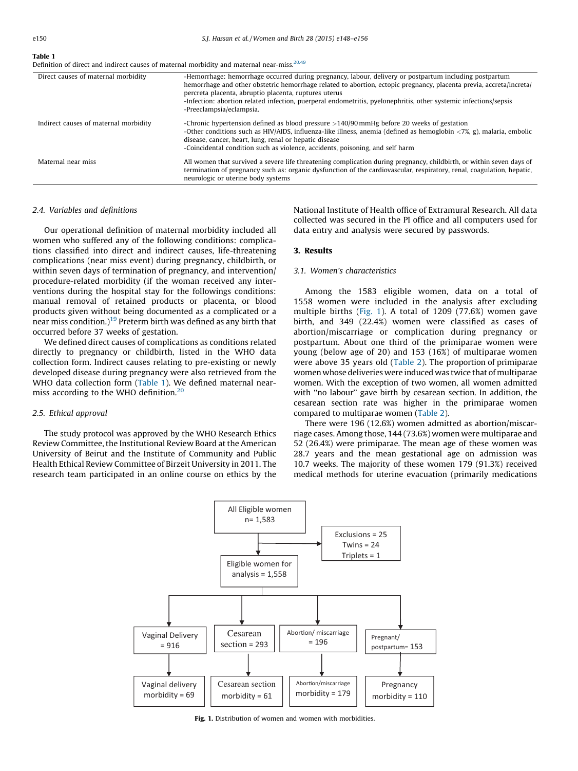**Table 1**
Definition of direct and indirect causes of maternal morbidity and maternal near-miss.[20,49]

| | |
|---|---|
| Direct causes of maternal morbidity | -Hemorrhage: hemorrhage occurred during pregnancy, labour, delivery or postpartum including postpartum hemorrhage and other obstetric hemorrhage related to abortion, ectopic pregnancy, placenta previa, accreta/increta/percreta placenta, abruptio placenta, ruptures uterus<br>-Infection: abortion related infection, puerperal endometritis, pyelonephritis, other systemic infections/sepsis<br>-Preeclampsia/eclampsia. |
| Indirect causes of maternal morbidity | -Chronic hypertension defined as blood pressure >140/90 mmHg before 20 weeks of gestation<br>-Other conditions such as HIV/AIDS, influenza-like illness, anemia (defined as hemoglobin <7%, g), malaria, embolic disease, cancer, heart, lung, renal or hepatic disease<br>-Coincidental condition such as violence, accidents, poisoning, and self harm |
| Maternal near miss | All women that survived a severe life threatening complication during pregnancy, childbirth, or within seven days of termination of pregnancy such as: organic dysfunction of the cardiovascular, respiratory, renal, coagulation, hepatic, neurologic or uterine body systems |

### 2.4. Variables and definitions

Our operational definition of maternal morbidity included all women who suffered any of the following conditions: complications classified into direct and indirect causes, life-threatening complications (near miss event) during pregnancy, childbirth, or within seven days of termination of pregnancy, and intervention/procedure-related morbidity (if the woman received any interventions during the hospital stay for the followings conditions: manual removal of retained products or placenta, or blood products given without being documented as a complicated or a near miss condition.)[19] Preterm birth was defined as any birth that occurred before 37 weeks of gestation.

We defined direct causes of complications as conditions related directly to pregnancy or childbirth, listed in the WHO data collection form. Indirect causes relating to pre-existing or newly developed disease during pregnancy were also retrieved from the WHO data collection form (Table 1). We defined maternal near-miss according to the WHO definition.[20]

### 2.5. Ethical approval

The study protocol was approved by the WHO Research Ethics Review Committee, the Institutional Review Board at the American University of Beirut and the Institute of Community and Public Health Ethical Review Committee of Birzeit University in 2011. The research team participated in an online course on ethics by the National Institute of Health office of Extramural Research. All data collected was secured in the PI office and all computers used for data entry and analysis were secured by passwords.

## 3. Results

### 3.1. Women's characteristics

Among the 1583 eligible women, data on a total of 1558 women were included in the analysis after excluding multiple births (Fig. 1). A total of 1209 (77.6%) women gave birth, and 349 (22.4%) women were classified as cases of abortion/miscarriage or complication during pregnancy or postpartum. About one third of the primiparae women were young (below age of 20) and 153 (16%) of multiparae women were above 35 years old (Table 2). The proportion of primiparae women whose deliveries were induced was twice that of multiparae women. With the exception of two women, all women admitted with "no labour" gave birth by cesarean section. In addition, the cesarean section rate was higher in the primiparae women compared to multiparae women (Table 2).

There were 196 (12.6%) women admitted as abortion/miscarriage cases. Among those, 144 (73.6%) women were multiparae and 52 (26.4%) were primiparae. The mean age of these women was 28.7 years and the mean gestational age on admission was 10.7 weeks. The majority of these women 179 (91.3%) received medical methods for uterine evacuation (primarily medications

All Eligible women n= 1,583 → Exclusions = 25 (Twins = 24, Triplets = 1) → Eligible women for analysis = 1,558

- Vaginal Delivery = 916 → Vaginal delivery morbidity = 69
- Cesarean section = 293 → Cesarean section morbidity = 61
- Abortion/ miscarriage = 196 → Abortion/miscarriage morbidity = 179
- Pregnant/ postpartum= 153 → Pregnancy morbidity = 110

**Fig. 1.** Distribution of women and women with morbidities.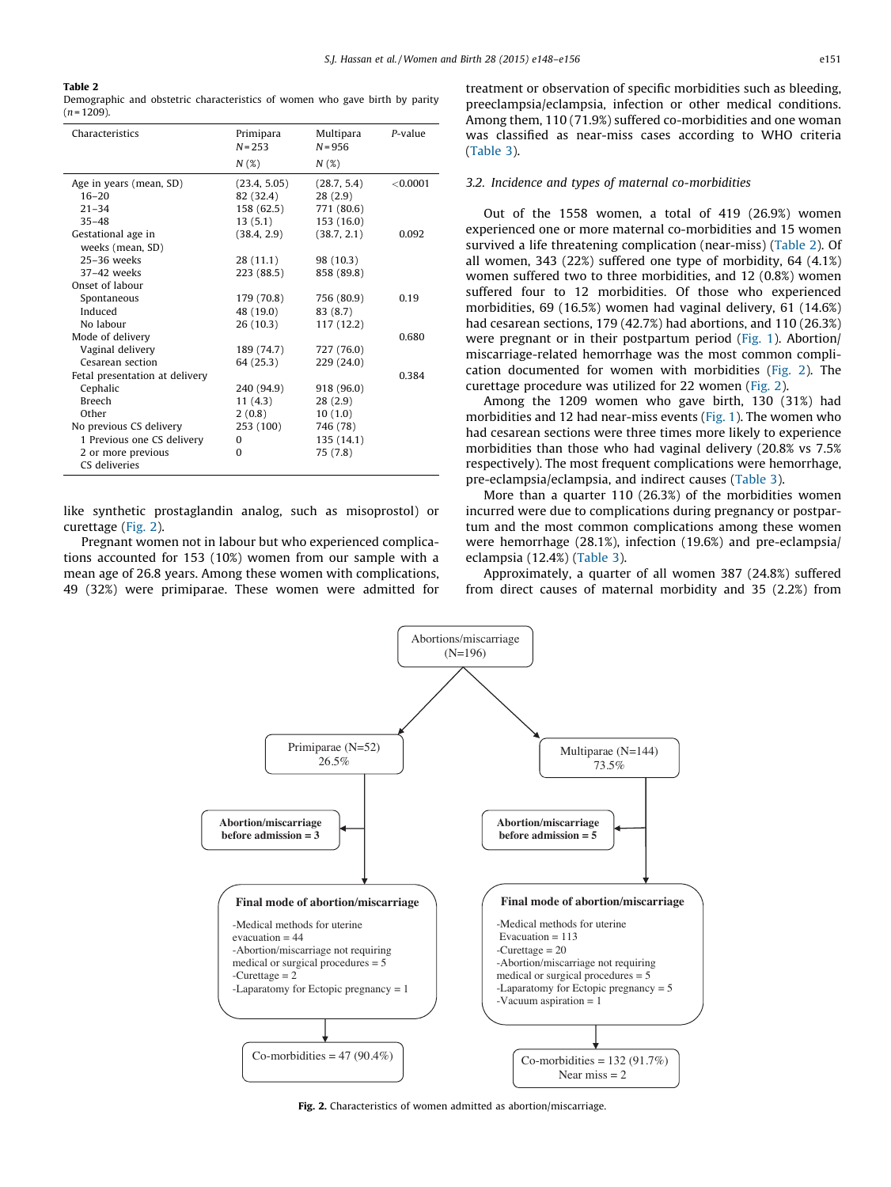**Table 2**
Demographic and obstetric characteristics of women who gave birth by parity (n = 1209).

| Characteristics | Primipara N = 253 N (%) | Multipara N = 956 N (%) | P-value |
|---|---|---|---|
| Age in years (mean, SD) | (23.4, 5.05) | (28.7, 5.4) | <0.0001 |
| 16–20 | 82 (32.4) | 28 (2.9) | |
| 21–34 | 158 (62.5) | 771 (80.6) | |
| 35–48 | 13 (5.1) | 153 (16.0) | |
| Gestational age in weeks (mean, SD) | (38.4, 2.9) | (38.7, 2.1) | 0.092 |
| 25–36 weeks | 28 (11.1) | 98 (10.3) | |
| 37–42 weeks | 223 (88.5) | 858 (89.8) | |
| Onset of labour | | | |
| Spontaneous | 179 (70.8) | 756 (80.9) | 0.19 |
| Induced | 48 (19.0) | 83 (8.7) | |
| No labour | 26 (10.3) | 117 (12.2) | |
| Mode of delivery | | | 0.680 |
| Vaginal delivery | 189 (74.7) | 727 (76.0) | |
| Cesarean section | 64 (25.3) | 229 (24.0) | |
| Fetal presentation at delivery | | | 0.384 |
| Cephalic | 240 (94.9) | 918 (96.0) | |
| Breech | 11 (4.3) | 28 (2.9) | |
| Other | 2 (0.8) | 10 (1.0) | |
| No previous CS delivery | 253 (100) | 746 (78) | |
| 1 Previous one CS delivery | 0 | 135 (14.1) | |
| 2 or more previous CS deliveries | 0 | 75 (7.8) | |

like synthetic prostaglandin analog, such as misoprostol) or curettage (Fig. 2).

Pregnant women not in labour but who experienced complications accounted for 153 (10%) women from our sample with a mean age of 26.8 years. Among these women with complications, 49 (32%) were primiparae. These women were admitted for treatment or observation of specific morbidities such as bleeding, preeclampsia/eclampsia, infection or other medical conditions. Among them, 110 (71.9%) suffered co-morbidities and one woman was classified as near-miss cases according to WHO criteria (Table 3).

### 3.2. Incidence and types of maternal co-morbidities

Out of the 1558 women, a total of 419 (26.9%) women experienced one or more maternal co-morbidities and 15 women survived a life threatening complication (near-miss) (Table 2). Of all women, 343 (22%) suffered one type of morbidity, 64 (4.1%) women suffered two to three morbidities, and 12 (0.8%) women suffered four to 12 morbidities. Of those who experienced morbidities, 69 (16.5%) women had vaginal delivery, 61 (14.6%) had cesarean sections, 179 (42.7%) had abortions, and 110 (26.3%) were pregnant or in their postpartum period (Fig. 1). Abortion/miscarriage-related hemorrhage was the most common complication documented for women with morbidities (Fig. 2). The curettage procedure was utilized for 22 women (Fig. 2).

Among the 1209 women who gave birth, 130 (31%) had morbidities and 12 had near-miss events (Fig. 1). The women who had cesarean sections were three times more likely to experience morbidities than those who had vaginal delivery (20.8% vs 7.5% respectively). The most frequent complications were hemorrhage, pre-eclampsia/eclampsia, and indirect causes (Table 3).

More than a quarter 110 (26.3%) of the morbidities women incurred were due to complications during pregnancy or postpartum and the most common complications among these women were hemorrhage (28.1%), infection (19.6%) and pre-eclampsia/eclampsia (12.4%) (Table 3).

Approximately, a quarter of all women 387 (24.8%) suffered from direct causes of maternal morbidity and 35 (2.2%) from

Abortions/miscarriage (N=196)

- Primiparae (N=52) 26.5%
  - **Abortion/miscarriage before admission = 3**
  - **Final mode of abortion/miscarriage**
    - -Medical methods for uterine evacuation = 44
    - -Abortion/miscarriage not requiring medical or surgical procedures = 5
    - -Curettage = 2
    - -Laparatomy for Ectopic pregnancy = 1
  - Co-morbidities = 47 (90.4%)
- Multiparae (N=144) 73.5%
  - **Abortion/miscarriage before admission = 5**
  - **Final mode of abortion/miscarriage**
    - -Medical methods for uterine Evacuation = 113
    - -Curettage = 20
    - -Abortion/miscarriage not requiring medical or surgical procedures = 5
    - -Laparatomy for Ectopic pregnancy = 5
    - -Vacuum aspiration = 1
  - Co-morbidities = 132 (91.7%)
  - Near miss = 2

**Fig. 2.** Characteristics of women admitted as abortion/miscarriage.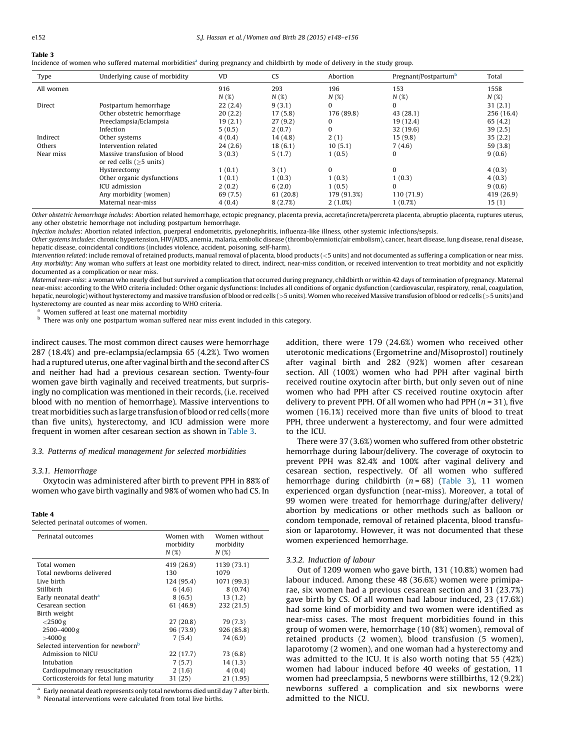**Table 3**
Incidence of women who suffered maternal morbidities[a] during pregnancy and childbirth by mode of delivery in the study group.

| Type | Underlying cause of morbidity | VD | CS | Abortion | Pregnant/Postpartum[b] | Total |
|---|---|---|---|---|---|---|
| All women | | 916 | 293 | 196 | 153 | 1558 |
| | | N (%) | N (%) | N (%) | N (%) | N (%) |
| Direct | Postpartum hemorrhage | 22 (2.4) | 9 (3.1) | 0 | 0 | 31 (2.1) |
| | Other obstetric hemorrhage | 20 (2.2) | 17 (5.8) | 176 (89.8) | 43 (28.1) | 256 (16.4) |
| | Preeclampsia/Eclampsia | 19 (2.1) | 27 (9.2) | 0 | 19 (12.4) | 65 (4.2) |
| | Infection | 5 (0.5) | 2 (0.7) | 0 | 32 (19.6) | 39 (2.5) |
| Indirect | Other systems | 4 (0.4) | 14 (4.8) | 2 (1) | 15 (9.8) | 35 (2.2) |
| Others | Intervention related | 24 (2.6) | 18 (6.1) | 10 (5.1) | 7 (4.6) | 59 (3.8) |
| Near miss | Massive transfusion of blood or red cells (≥5 units) | 3 (0.3) | 5 (1.7) | 1 (0.5) | 0 | 9 (0.6) |
| | Hysterectomy | 1 (0.1) | 3 (1) | 0 | 0 | 4 (0.3) |
| | Other organic dysfunctions | 1 (0.1) | 1 (0.3) | 1 (0.3) | 1 (0.3) | 4 (0.3) |
| | ICU admission | 2 (0.2) | 6 (2.0) | 1 (0.5) | 0 | 9 (0.6) |
| | Any morbidity (women) | 69 (7.5) | 61 (20.8) | 179 (91.3%) | 110 (71.9) | 419 (26.9) |
| | Maternal near-miss | 4 (0.4) | 8 (2.7%) | 2 (1.0%) | 1 (0.7%) | 15 (1) |

*Other obstetric hemorrhage includes*: Abortion related hemorrhage, ectopic pregnancy, placenta previa, accreta/increta/percreta placenta, abruptio placenta, ruptures uterus, any other obstetric hemorrhage not including postpartum hemorrhage.
*Infection includes*: Abortion related infection, puerperal endometritis, pyelonephritis, influenza-like illness, other systemic infections/sepsis.
*Other systems includes*: chronic hypertension, HIV/AIDS, anemia, malaria, embolic disease (thrombo/emniotic/air embolism), cancer, heart disease, lung disease, renal disease, hepatic disease, coincidental conditions (includes violence, accident, poisoning, self-harm).
*Intervention related*: include removal of retained products, manual removal of placenta, blood products (<5 units) and not documented as suffering a complication or near miss.
*Any morbidity*: Any woman who suffers at least one morbidity related to direct, indirect, near-miss condition, or received intervention to treat morbidity and not explicitly documented as a complication or near miss.
*Maternal near-miss*: a woman who nearly died but survived a complication that occurred during pregnancy, childbirth or within 42 days of termination of pregnancy. Maternal near-miss: according to the WHO criteria included: Other organic dysfunctions: Includes all conditions of organic dysfunction (cardiovascular, respiratory, renal, coagulation, hepatic, neurologic) without hysterectomy and massive transfusion of blood or red cells (>5 units). Women who received Massive transfusion of blood or red cells (>5 units) and hysterectomy are counted as near miss according to WHO criteria.
[a] Women suffered at least one maternal morbidity
[b] There was only one postpartum woman suffered near miss event included in this category.

indirect causes. The most common direct causes were hemorrhage 287 (18.4%) and pre-eclampsia/eclampsia 65 (4.2%). Two women had a ruptured uterus, one after vaginal birth and the second after CS and neither had had a previous cesarean section. Twenty-four women gave birth vaginally and received treatments, but surprisingly no complication was mentioned in their records, (i.e. received blood with no mention of hemorrhage). Massive interventions to treat morbidities such as large transfusion of blood or red cells (more than five units), hysterectomy, and ICU admission were more frequent in women after cesarean section as shown in Table 3.

### 3.3. Patterns of medical management for selected morbidities

#### 3.3.1. Hemorrhage

Oxytocin was administered after birth to prevent PPH in 88% of women who gave birth vaginally and 98% of women who had CS. In addition, there were 179 (24.6%) women who received other uterotonic medications (Ergometrine and/Misoprostol) routinely after vaginal birth and 282 (92%) women after cesarean section. All (100%) women who had PPH after vaginal birth received routine oxytocin after birth, but only seven out of nine women who had PPH after CS received routine oxytocin after delivery to prevent PPH. Of all women who had PPH ($n = 31$), five women (16.1%) received more than five units of blood to treat PPH, three underwent a hysterectomy, and four were admitted to the ICU.

There were 37 (3.6%) women who suffered from other obstetric hemorrhage during labour/delivery. The coverage of oxytocin to prevent PPH was 82.4% and 100% after vaginal delivery and cesarean section, respectively. Of all women who suffered hemorrhage during childbirth ($n = 68$) (Table 3), 11 women experienced organ dysfunction (near-miss). Moreover, a total of 99 women were treated for hemorrhage during/after delivery/abortion by medications or other methods such as balloon or condom temponade, removal of retained placenta, blood transfusion or laparotomy. However, it was not documented that these women experienced hemorrhage.

#### 3.3.2. Induction of labour

Out of 1209 women who gave birth, 131 (10.8%) women had labour induced. Among these 48 (36.6%) women were primiparae, six women had a previous cesarean section and 31 (23.7%) gave birth by CS. Of all women had labour induced, 23 (17.6%) had some kind of morbidity and two women were identified as near-miss cases. The most frequent morbidities found in this group of women were, hemorrhage (10 (8%) women), removal of retained products (2 women), blood transfusion (5 women), laparotomy (2 women), and one woman had a hysterectomy and was admitted to the ICU. It is also worth noting that 55 (42%) women had labour induced before 40 weeks of gestation, 11 women had preeclampsia, 5 newborns were stillbirths, 12 (9.2%) newborns suffered a complication and six newborns were admitted to the NICU.

**Table 4**
Selected perinatal outcomes of women.

| Perinatal outcomes | Women with morbidity N (%) | Women without morbidity N (%) |
|---|---|---|
| Total women | 419 (26.9) | 1139 (73.1) |
| Total newborns delivered | 130 | 1079 |
| Live birth | 124 (95.4) | 1071 (99.3) |
| Stillbirth | 6 (4.6) | 8 (0.74) |
| Early neonatal death[a] | 8 (6.5) | 13 (1.2) |
| Cesarean section | 61 (46.9) | 232 (21.5) |
| Birth weight | | |
| <2500 g | 27 (20.8) | 79 (7.3) |
| 2500–4000 g | 96 (73.9) | 926 (85.8) |
| >4000 g | 7 (5.4) | 74 (6.9) |
| Selected intervention for newborn[b] | | |
| Admission to NICU | 22 (17.7) | 73 (6.8) |
| Intubation | 7 (5.7) | 14 (1.3) |
| Cardiopulmonary resuscitation | 2 (1.6) | 4 (0.4) |
| Corticosteroids for fetal lung maturity | 31 (25) | 21 (1.95) |

[a] Early neonatal death represents only total newborns died until day 7 after birth.
[b] Neonatal interventions were calculated from total live births.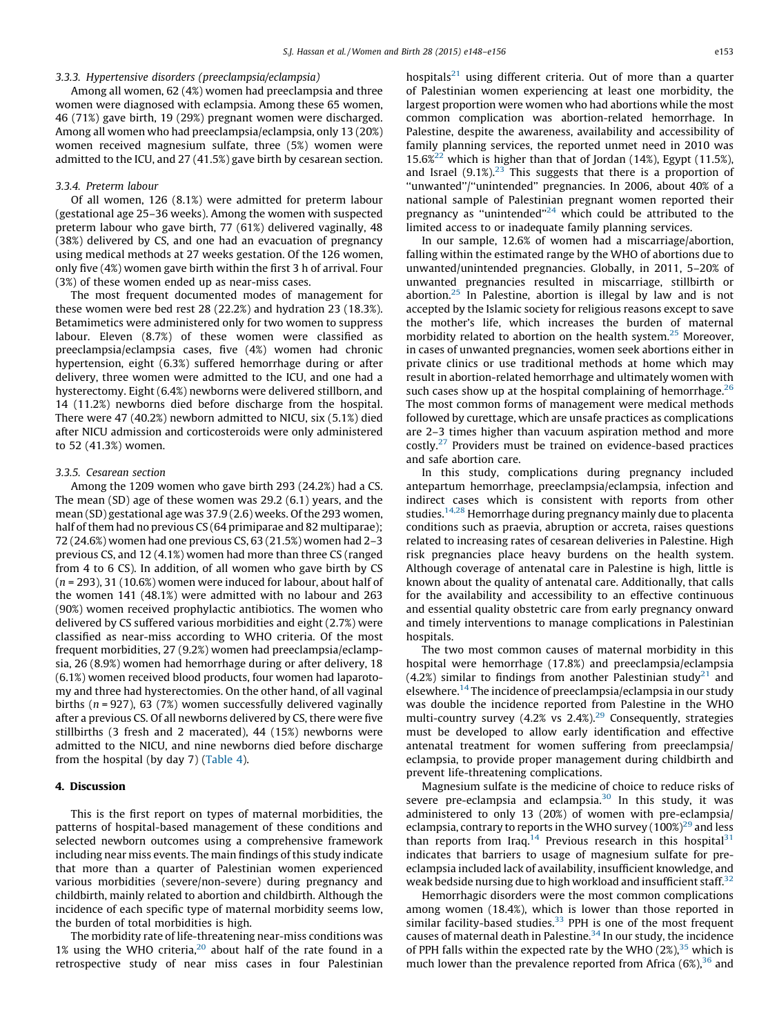#### 3.3.3. Hypertensive disorders (preeclampsia/eclampsia)

Among all women, 62 (4%) women had preeclampsia and three women were diagnosed with eclampsia. Among these 65 women, 46 (71%) gave birth, 19 (29%) pregnant women were discharged. Among all women who had preeclampsia/eclampsia, only 13 (20%) women received magnesium sulfate, three (5%) women were admitted to the ICU, and 27 (41.5%) gave birth by cesarean section.

#### 3.3.4. Preterm labour

Of all women, 126 (8.1%) were admitted for preterm labour (gestational age 25–36 weeks). Among the women with suspected preterm labour who gave birth, 77 (61%) delivered vaginally, 48 (38%) delivered by CS, and one had an evacuation of pregnancy using medical methods at 27 weeks gestation. Of the 126 women, only five (4%) women gave birth within the first 3 h of arrival. Four (3%) of these women ended up as near-miss cases.

The most frequent documented modes of management for these women were bed rest 28 (22.2%) and hydration 23 (18.3%). Betamimetics were administered only for two women to suppress labour. Eleven (8.7%) of these women were classified as preeclampsia/eclampsia cases, five (4%) women had chronic hypertension, eight (6.3%) suffered hemorrhage during or after delivery, three women were admitted to the ICU, and one had a hysterectomy. Eight (6.4%) newborns were delivered stillborn, and 14 (11.2%) newborns died before discharge from the hospital. There were 47 (40.2%) newborn admitted to NICU, six (5.1%) died after NICU admission and corticosteroids were only administered to 52 (41.3%) women.

#### 3.3.5. Cesarean section

Among the 1209 women who gave birth 293 (24.2%) had a CS. The mean (SD) age of these women was 29.2 (6.1) years, and the mean (SD) gestational age was 37.9 (2.6) weeks. Of the 293 women, half of them had no previous CS (64 primiparae and 82 multiparae); 72 (24.6%) women had one previous CS, 63 (21.5%) women had 2–3 previous CS, and 12 (4.1%) women had more than three CS (ranged from 4 to 6 CS). In addition, of all women who gave birth by CS ($n = 293$), 31 (10.6%) women were induced for labour, about half of the women 141 (48.1%) were admitted with no labour and 263 (90%) women received prophylactic antibiotics. The women who delivered by CS suffered various morbidities and eight (2.7%) were classified as near-miss according to WHO criteria. Of the most frequent morbidities, 27 (9.2%) women had preeclampsia/eclampsia, 26 (8.9%) women had hemorrhage during or after delivery, 18 (6.1%) women received blood products, four women had laparotomy and three had hysterectomies. On the other hand, of all vaginal births ($n = 927$), 63 (7%) women successfully delivered vaginally after a previous CS. Of all newborns delivered by CS, there were five stillbirths (3 fresh and 2 macerated), 44 (15%) newborns were admitted to the NICU, and nine newborns died before discharge from the hospital (by day 7) (Table 4).

## 4. Discussion

This is the first report on types of maternal morbidities, the patterns of hospital-based management of these conditions and selected newborn outcomes using a comprehensive framework including near miss events. The main findings of this study indicate that more than a quarter of Palestinian women experienced various morbidities (severe/non-severe) during pregnancy and childbirth, mainly related to abortion and childbirth. Although the incidence of each specific type of maternal morbidity seems low, the burden of total morbidities is high.

The morbidity rate of life-threatening near-miss conditions was 1% using the WHO criteria,[20] about half of the rate found in a retrospective study of near miss cases in four Palestinian hospitals[21] using different criteria. Out of more than a quarter of Palestinian women experiencing at least one morbidity, the largest proportion were women who had abortions while the most common complication was abortion-related hemorrhage. In Palestine, despite the awareness, availability and accessibility of family planning services, the reported unmet need in 2010 was 15.6%[22] which is higher than that of Jordan (14%), Egypt (11.5%), and Israel (9.1%).[23] This suggests that there is a proportion of "unwanted"/"unintended" pregnancies. In 2006, about 40% of a national sample of Palestinian pregnant women reported their pregnancy as "unintended"[24] which could be attributed to the limited access to or inadequate family planning services.

In our sample, 12.6% of women had a miscarriage/abortion, falling within the estimated range by the WHO of abortions due to unwanted/unintended pregnancies. Globally, in 2011, 5–20% of unwanted pregnancies resulted in miscarriage, stillbirth or abortion.[25] In Palestine, abortion is illegal by law and is not accepted by the Islamic society for religious reasons except to save the mother's life, which increases the burden of maternal morbidity related to abortion on the health system.[25] Moreover, in cases of unwanted pregnancies, women seek abortions either in private clinics or use traditional methods at home which may result in abortion-related hemorrhage and ultimately women with such cases show up at the hospital complaining of hemorrhage.[26] The most common forms of management were medical methods followed by curettage, which are unsafe practices as complications are 2–3 times higher than vacuum aspiration method and more costly.[27] Providers must be trained on evidence-based practices and safe abortion care.

In this study, complications during pregnancy included antepartum hemorrhage, preeclampsia/eclampsia, infection and indirect cases which is consistent with reports from other studies.[14,28] Hemorrhage during pregnancy mainly due to placenta conditions such as praevia, abruption or accreta, raises questions related to increasing rates of cesarean deliveries in Palestine. High risk pregnancies place heavy burdens on the health system. Although coverage of antenatal care in Palestine is high, little is known about the quality of antenatal care. Additionally, that calls for the availability and accessibility to an effective continuous and essential quality obstetric care from early pregnancy onward and timely interventions to manage complications in Palestinian hospitals.

The two most common causes of maternal morbidity in this hospital were hemorrhage (17.8%) and preeclampsia/eclampsia (4.2%) similar to findings from another Palestinian study[21] and elsewhere.[14] The incidence of preeclampsia/eclampsia in our study was double the incidence reported from Palestine in the WHO multi-country survey (4.2% vs 2.4%).[29] Consequently, strategies must be developed to allow early identification and effective antenatal treatment for women suffering from preeclampsia/eclampsia, to provide proper management during childbirth and prevent life-threatening complications.

Magnesium sulfate is the medicine of choice to reduce risks of severe pre-eclampsia and eclampsia.[30] In this study, it was administered to only 13 (20%) of women with pre-eclampsia/eclampsia, contrary to reports in the WHO survey (100%)[29] and less than reports from Iraq.[14] Previous research in this hospital[31] indicates that barriers to usage of magnesium sulfate for pre-eclampsia included lack of availability, insufficient knowledge, and weak bedside nursing due to high workload and insufficient staff.[32]

Hemorrhagic disorders were the most common complications among women (18.4%), which is lower than those reported in similar facility-based studies.[33] PPH is one of the most frequent causes of maternal death in Palestine.[34] In our study, the incidence of PPH falls within the expected rate by the WHO (2%),[35] which is much lower than the prevalence reported from Africa (6%),[36] and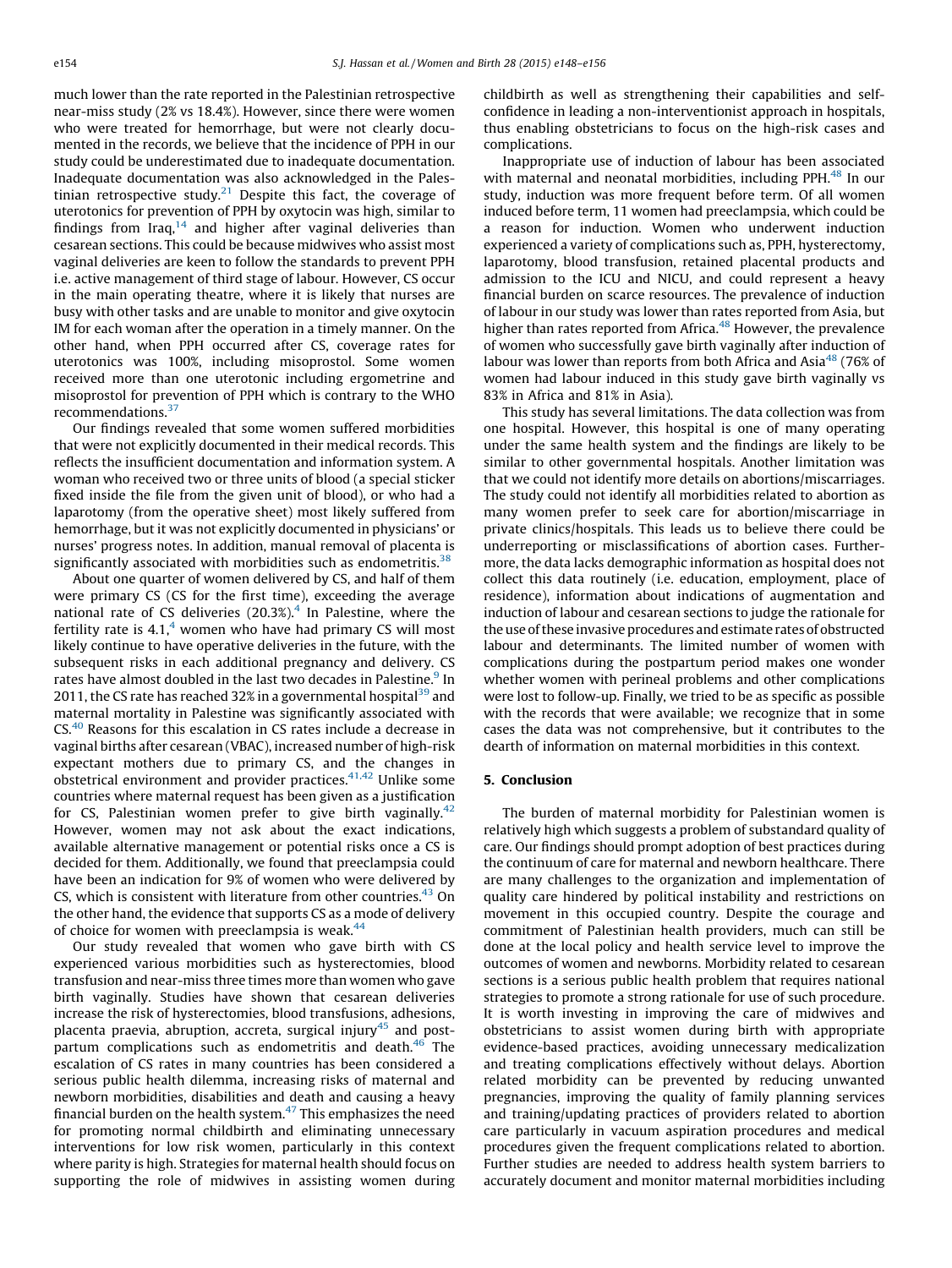much lower than the rate reported in the Palestinian retrospective near-miss study (2% vs 18.4%). However, since there were women who were treated for hemorrhage, but were not clearly documented in the records, we believe that the incidence of PPH in our study could be underestimated due to inadequate documentation. Inadequate documentation was also acknowledged in the Palestinian retrospective study.[21] Despite this fact, the coverage of uterotonics for prevention of PPH by oxytocin was high, similar to findings from Iraq,[14] and higher after vaginal deliveries than cesarean sections. This could be because midwives who assist most vaginal deliveries are keen to follow the standards to prevent PPH i.e. active management of third stage of labour. However, CS occur in the main operating theatre, where it is likely that nurses are busy with other tasks and are unable to monitor and give oxytocin IM for each woman after the operation in a timely manner. On the other hand, when PPH occurred after CS, coverage rates for uterotonics was 100%, including misoprostol. Some women received more than one uterotonic including ergometrine and misoprostol for prevention of PPH which is contrary to the WHO recommendations.[37]

Our findings revealed that some women suffered morbidities that were not explicitly documented in their medical records. This reflects the insufficient documentation and information system. A woman who received two or three units of blood (a special sticker fixed inside the file from the given unit of blood), or who had a laparotomy (from the operative sheet) most likely suffered from hemorrhage, but it was not explicitly documented in physicians' or nurses' progress notes. In addition, manual removal of placenta is significantly associated with morbidities such as endometritis.[38]

About one quarter of women delivered by CS, and half of them were primary CS (CS for the first time), exceeding the average national rate of CS deliveries (20.3%).[4] In Palestine, where the fertility rate is 4.1,[4] women who have had primary CS will most likely continue to have operative deliveries in the future, with the subsequent risks in each additional pregnancy and delivery. CS rates have almost doubled in the last two decades in Palestine.[9] In 2011, the CS rate has reached 32% in a governmental hospital[39] and maternal mortality in Palestine was significantly associated with CS.[40] Reasons for this escalation in CS rates include a decrease in vaginal births after cesarean (VBAC), increased number of high-risk expectant mothers due to primary CS, and the changes in obstetrical environment and provider practices.[41,42] Unlike some countries where maternal request has been given as a justification for CS, Palestinian women prefer to give birth vaginally.[42] However, women may not ask about the exact indications, available alternative management or potential risks once a CS is decided for them. Additionally, we found that preeclampsia could have been an indication for 9% of women who were delivered by CS, which is consistent with literature from other countries.[43] On the other hand, the evidence that supports CS as a mode of delivery of choice for women with preeclampsia is weak.[44]

Our study revealed that women who gave birth with CS experienced various morbidities such as hysterectomies, blood transfusion and near-miss three times more than women who gave birth vaginally. Studies have shown that cesarean deliveries increase the risk of hysterectomies, blood transfusions, adhesions, placenta praevia, abruption, accreta, surgical injury[45] and postpartum complications such as endometritis and death.[46] The escalation of CS rates in many countries has been considered a serious public health dilemma, increasing risks of maternal and newborn morbidities, disabilities and death and causing a heavy financial burden on the health system.[47] This emphasizes the need for promoting normal childbirth and eliminating unnecessary interventions for low risk women, particularly in this context where parity is high. Strategies for maternal health should focus on supporting the role of midwives in assisting women during childbirth as well as strengthening their capabilities and self-confidence in leading a non-interventionist approach in hospitals, thus enabling obstetricians to focus on the high-risk cases and complications.

Inappropriate use of induction of labour has been associated with maternal and neonatal morbidities, including PPH.[48] In our study, induction was more frequent before term. Of all women induced before term, 11 women had preeclampsia, which could be a reason for induction. Women who underwent induction experienced a variety of complications such as, PPH, hysterectomy, laparotomy, blood transfusion, retained placental products and admission to the ICU and NICU, and could represent a heavy financial burden on scarce resources. The prevalence of induction of labour in our study was lower than rates reported from Asia, but higher than rates reported from Africa.[48] However, the prevalence of women who successfully gave birth vaginally after induction of labour was lower than reports from both Africa and Asia[48] (76% of women had labour induced in this study gave birth vaginally vs 83% in Africa and 81% in Asia).

This study has several limitations. The data collection was from one hospital. However, this hospital is one of many operating under the same health system and the findings are likely to be similar to other governmental hospitals. Another limitation was that we could not identify more details on abortions/miscarriages. The study could not identify all morbidities related to abortion as many women prefer to seek care for abortion/miscarriage in private clinics/hospitals. This leads us to believe there could be underreporting or misclassifications of abortion cases. Furthermore, the data lacks demographic information as hospital does not collect this data routinely (i.e. education, employment, place of residence), information about indications of augmentation and induction of labour and cesarean sections to judge the rationale for the use of these invasive procedures and estimate rates of obstructed labour and determinants. The limited number of women with complications during the postpartum period makes one wonder whether women with perineal problems and other complications were lost to follow-up. Finally, we tried to be as specific as possible with the records that were available; we recognize that in some cases the data was not comprehensive, but it contributes to the dearth of information on maternal morbidities in this context.

## 5. Conclusion

The burden of maternal morbidity for Palestinian women is relatively high which suggests a problem of substandard quality of care. Our findings should prompt adoption of best practices during the continuum of care for maternal and newborn healthcare. There are many challenges to the organization and implementation of quality care hindered by political instability and restrictions on movement in this occupied country. Despite the courage and commitment of Palestinian health providers, much can still be done at the local policy and health service level to improve the outcomes of women and newborns. Morbidity related to cesarean sections is a serious public health problem that requires national strategies to promote a strong rationale for use of such procedure. It is worth investing in improving the care of midwives and obstetricians to assist women during birth with appropriate evidence-based practices, avoiding unnecessary medicalization and treating complications effectively without delays. Abortion related morbidity can be prevented by reducing unwanted pregnancies, improving the quality of family planning services and training/updating practices of providers related to abortion care particularly in vacuum aspiration procedures and medical procedures given the frequent complications related to abortion. Further studies are needed to address health system barriers to accurately document and monitor maternal morbidities including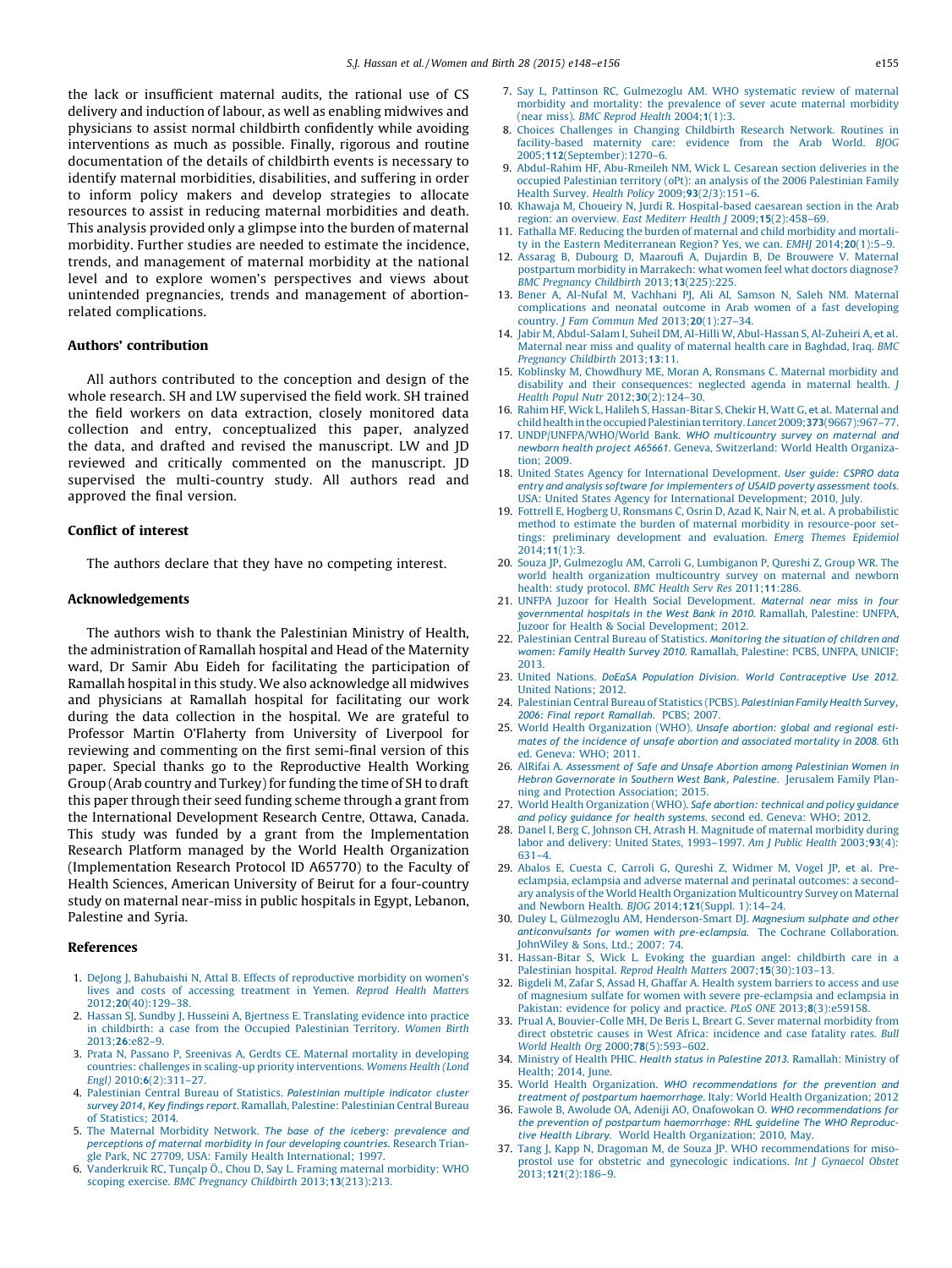the lack or insufficient maternal audits, the rational use of CS delivery and induction of labour, as well as enabling midwives and physicians to assist normal childbirth confidently while avoiding interventions as much as possible. Finally, rigorous and routine documentation of the details of childbirth events is necessary to identify maternal morbidities, disabilities, and suffering in order to inform policy makers and develop strategies to allocate resources to assist in reducing maternal morbidities and death. This analysis provided only a glimpse into the burden of maternal morbidity. Further studies are needed to estimate the incidence, trends, and management of maternal morbidity at the national level and to explore women's perspectives and views about unintended pregnancies, trends and management of abortion-related complications.

## Authors' contribution

All authors contributed to the conception and design of the whole research. SH and LW supervised the field work. SH trained the field workers on data extraction, closely monitored data collection and entry, conceptualized this paper, analyzed the data, and drafted and revised the manuscript. LW and JD reviewed and critically commented on the manuscript. JD supervised the multi-country study. All authors read and approved the final version.

## Conflict of interest

The authors declare that they have no competing interest.

## Acknowledgements

The authors wish to thank the Palestinian Ministry of Health, the administration of Ramallah hospital and Head of the Maternity ward, Dr Samir Abu Eideh for facilitating the participation of Ramallah hospital in this study. We also acknowledge all midwives and physicians at Ramallah hospital for facilitating our work during the data collection in the hospital. We are grateful to Professor Martin O'Flaherty from University of Liverpool for reviewing and commenting on the first semi-final version of this paper. Special thanks go to the Reproductive Health Working Group (Arab country and Turkey) for funding the time of SH to draft this paper through their seed funding scheme through a grant from the International Development Research Centre, Ottawa, Canada. This study was funded by a grant from the Implementation Research Platform managed by the World Health Organization (Implementation Research Protocol ID A65770) to the Faculty of Health Sciences, American University of Beirut for a four-country study on maternal near-miss in public hospitals in Egypt, Lebanon, Palestine and Syria.

## References

1. DeJong J, Bahubaishi N, Attal B. Effects of reproductive morbidity on women's lives and costs of accessing treatment in Yemen. *Reprod Health Matters* 2012;**20**(40):129–38.
2. Hassan SJ, Sundby J, Husseini A, Bjertness E. Translating evidence into practice in childbirth: a case from the Occupied Palestinian Territory. *Women Birth* 2013;**26**:e82–9.
3. Prata N, Passano P, Sreenivas A, Gerdts CE. Maternal mortality in developing countries: challenges in scaling-up priority interventions. *Womens Health (Lond Engl)* 2010;**6**(2):311–27.
4. Palestinian Central Bureau of Statistics. *Palestinian multiple indicator cluster survey 2014, Key findings report*. Ramallah, Palestine: Palestinian Central Bureau of Statistics; 2014.
5. The Maternal Morbidity Network. *The base of the iceberg: prevalence and perceptions of maternal morbidity in four developing countries*. Research Triangle Park, NC 27709, USA: Family Health International; 1997.
6. Vanderkruik RC, Tunçalp Ö., Chou D, Say L. Framing maternal morbidity: WHO scoping exercise. *BMC Pregnancy Childbirth* 2013;**13**(213):213.
7. Say L, Pattinson RC, Gulmezoglu AM. WHO systematic review of maternal mortality and morbidity: the prevalence of sever acute maternal morbidity (near miss). *BMC Reprod Health* 2004;**1**(1):3.
8. Choices Challenges in Changing Childbirth Research Network. Routines in facility-based maternity care: evidence from the Arab World. *BJOG* 2005;**112**(September):1270–6.
9. Abdul-Rahim HF, Abu-Rmeileh NM, Wick L. Cesarean section deliveries in the occupied Palestinian territory (oPt): an analysis of the 2006 Palestinian Family Health Survey. *Health Policy* 2009;**93**(2/3):151–6.
10. Khawaja M, Choueiry N, Jurdi R. Hospital-based caesarean section in the Arab region: an overview. *East Mediterr Health J* 2009;**15**(2):458–69.
11. Fathalla MF. Reducing the burden of maternal and child morbidity and mortality in the Eastern Mediterranean Region? Yes, we can. *EMHJ* 2014;**20**(1):5–9.
12. Assarag B, Dubourg D, Maaroufi A, Dujardin B, De Brouwere V. Maternal postpartum morbidity in Marrakech: what women feel what doctors diagnose? *BMC Pregnancy Childbirth* 2013;**13**(225):225.
13. Bener A, Al-Nufal M, Vachhani PJ, Ali AI, Samson N, Saleh NM. Maternal complications and neonatal outcome in Arab women of a fast developing country. *J Fam Commun Med* 2013;**20**(1):27–34.
14. Jabir M, Abdul-Salam I, Suheil DM, Al-Hilli W, Abul-Hassan S, Al-Zuheiri A, et al. Maternal near miss and quality of maternal health care in Baghdad, Iraq. *BMC Pregnancy Childbirth* 2013;**13**:11.
15. Koblinsky M, Chowdhury ME, Moran A, Ronsmans C. Maternal morbidity and disability and their consequences: neglected agenda in maternal health. *J Health Popul Nutr* 2012;**30**(2):124–30.
16. Rahim HF, Wick L, Halileh S, Hassan-Bitar S, Chekir H, Watt G, et al. Maternal and child health in the occupied Palestinian territory. *Lancet* 2009;**373**(9667):967–77.
17. UNDP/UNFPA/WHO/World Bank. *WHO multicountry survey on maternal and newborn health project A65661*. Geneva, Switzerland: World Health Organization; 2009.
18. United States Agency for International Development. *User guide: CSPRO data entry and analysis software for implementers of USAID poverty assessment tools*. USA: United States Agency for International Development; 2010, July.
19. Fottrell E, Hogberg U, Ronsmans C, Osrin D, Azad K, Nair N, et al. A probabilistic method to estimate the burden of maternal morbidity in resource-poor settings: preliminary development and evaluation. *Emerg Themes Epidemiol* 2014;**11**(1):3.
20. Souza JP, Gulmezoglu AM, Carroli G, Lumbiganon P, Qureshi Z, Group WR. The world health organization multicountry survey on maternal and newborn health: study protocol. *BMC Health Serv Res* 2011;**11**:286.
21. UNFPA Juzoor for Health Social Development. *Maternal near miss in four governmental hospitals in the West Bank in 2010*. Ramallah, Palestine: UNFPA, Juzoor for Health & Social Development; 2012.
22. Palestinian Central Bureau of Statistics. *Monitoring the situation of children and women: Family Health Survey 2010*. Ramallah, Palestine: PCBS, UNFPA, UNICIF; 2013.
23. United Nations. *DoEaSA Population Division. World Contraceptive Use 2012*. United Nations; 2012.
24. Palestinian Central Bureau of Statistics (PCBS). *Palestinian Family Health Survey, 2006: Final report Ramallah*. PCBS; 2007.
25. World Health Organization (WHO). *Unsafe abortion: global and regional estimates of the incidence of unsafe abortion and associated mortality in 2008*. 6th ed. Geneva: WHO; 2011.
26. AlRifai A. *Assessment of Safe and Unsafe Abortion among Palestinian Women in Hebron Governorate in Southern West Bank, Palestine*. Jerusalem Family Planning and Protection Association; 2015.
27. World Health Organization (WHO). *Safe abortion: technical and policy guidance and policy guidance for health systems*. second ed. Geneva: WHO; 2012.
28. Danel I, Berg C, Johnson CH, Atrash H. Magnitude of maternal morbidity during labor and delivery: United States, 1993–1997. *Am J Public Health* 2003;**93**(4):631–4.
29. Abalos E, Cuesta C, Carroli G, Qureshi Z, Widmer M, Vogel JP, et al. Pre-eclampsia, eclampsia and adverse maternal and perinatal outcomes: a secondary analysis of the World Health Organization Multicountry Survey on Maternal and Newborn Health. *BJOG* 2014;**121**(Suppl. 1):14–24.
30. Duley L, Gülmezoglu AM, Henderson-Smart DJ. *Magnesium sulphate and other anticonvulsants for women with pre-eclampsia*. The Cochrane Collaboration. JohnWiley & Sons, Ltd.; 2007: 74.
31. Hassan-Bitar S, Wick L. Evoking the guardian angel: childbirth care in a Palestinian hospital. *Reprod Health Matters* 2007;**15**(30):103–13.
32. Bigdeli M, Zafar S, Assad H, Ghaffar A. Health system barriers to access and use of magnesium sulfate for women with severe pre-eclampsia and eclampsia in Pakistan: evidence for policy and practice. *PLoS ONE* 2013;**8**(3):e59158.
33. Prual A, Bouvier-Colle MH, De Beris L, Breart G. Sever maternal morbidity from direct obstetric causes in West Africa: incidence and case fatality rates. *Bull World Health Org* 2000;**78**(5):593–602.
34. Ministry of Health PHIC. *Health status in Palestine 2013*. Ramallah: Ministry of Health; 2014, June.
35. World Health Organization. *WHO recommendations for the prevention and treatment of postpartum haemorrhage*. Italy: World Health Organization; 2012
36. Fawole B, Awolude OA, Adeniji AO, Onafowokan O. *WHO recommendations for the prevention of postpartum haemorrhage: RHL guideline The WHO Reproductive Health Library*. World Health Organization; 2010, May.
37. Tang J, Kapp N, Dragoman M, de Souza JP. WHO recommendations for misoprostol use for obstetric and gynecologic indications. *Int J Gynaecol Obstet* 2013;**121**(2):186–9.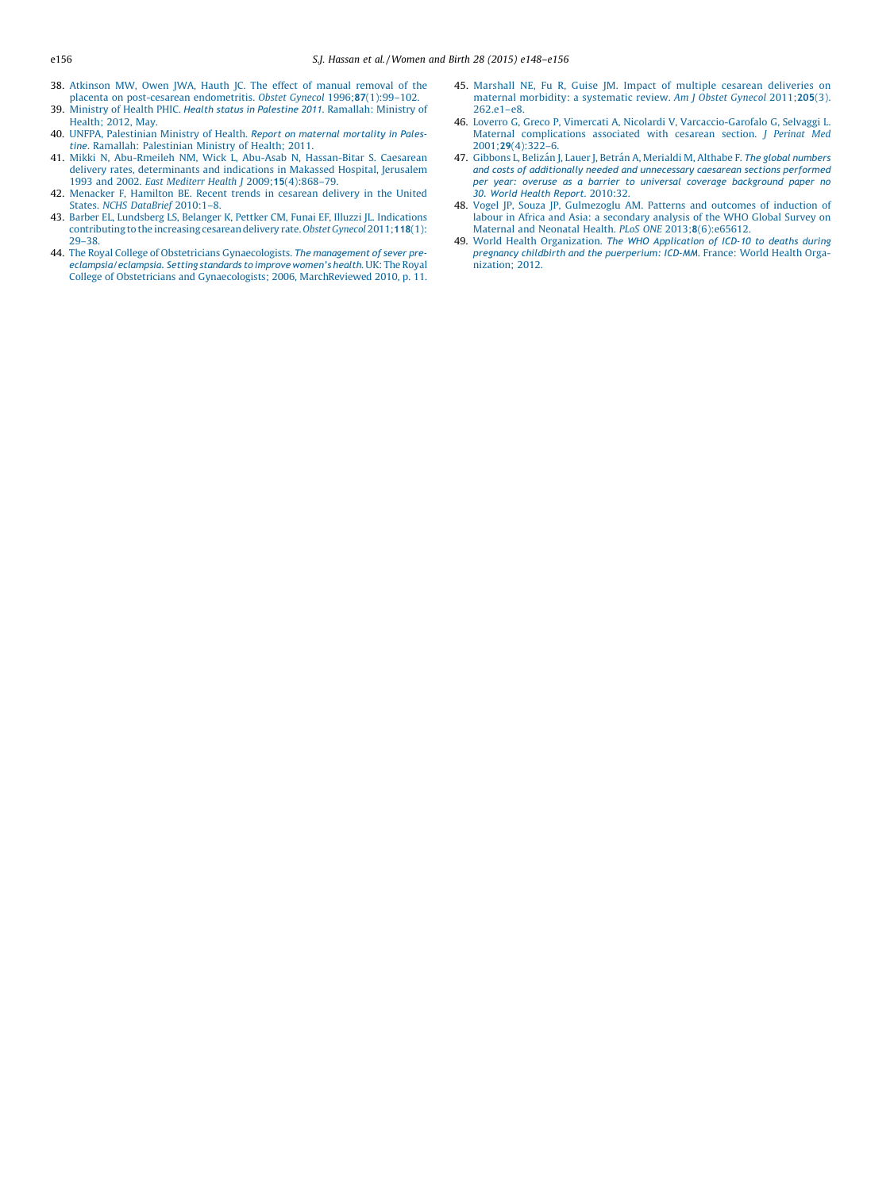38. Atkinson MW, Owen JWA, Hauth JC. The effect of manual removal of the placenta on post-cesarean endometritis. *Obstet Gynecol* 1996;**87**(1):99–102.
39. Ministry of Health PHIC. *Health status in Palestine 2011*. Ramallah: Ministry of Health; 2012, May.
40. UNFPA, Palestinian Ministry of Health. *Report on maternal mortality in Palestine*. Ramallah: Palestinian Ministry of Health; 2011.
41. Mikki N, Abu-Rmeileh NM, Wick L, Abu-Asab N, Hassan-Bitar S. Caesarean delivery rates, determinants and indications in Makassed Hospital, Jerusalem 1993 and 2002. *East Mediterr Health J* 2009;**15**(4):868–79.
42. Menacker F, Hamilton BE. Recent trends in cesarean delivery in the United States. *NCHS DataBrief* 2010:1–8.
43. Barber EL, Lundsberg LS, Belanger K, Pettker CM, Funai EF, Illuzzi JL. Indications contributing to the increasing cesarean delivery rate. *Obstet Gynecol* 2011;**118**(1):29–38.
44. The Royal College of Obstetricians Gynaecologists. *The management of sever pre-eclampsia/eclampsia. Setting standards to improve women's health*. UK: The Royal College of Obstetricians and Gynaecologists; 2006, MarchReviewed 2010, p. 11.
45. Marshall NE, Fu R, Guise JM. Impact of multiple cesarean deliveries on maternal morbidity: a systematic review. *Am J Obstet Gynecol* 2011;**205**(3). 262.e1–e8.
46. Loverro G, Greco P, Vimercati A, Nicolardi V, Varcaccio-Garofalo G, Selvaggi L. Maternal complications associated with cesarean section. *J Perinat Med* 2001;**29**(4):322–6.
47. Gibbons L, Belizán J, Lauer J, Betrán A, Merialdi M, Althabe F. *The global numbers and costs of additionally needed and unnecessary caesarean sections performed per year: overuse as a barrier to universal coverage background paper no 30. World Health Report*. 2010:32.
48. Vogel JP, Souza JP, Gulmezoglu AM. Patterns and outcomes of induction of labour in Africa and Asia: a secondary analysis of the WHO Global Survey on Maternal and Neonatal Health. *PLoS ONE* 2013;**8**(6):e65612.
49. World Health Organization. *The WHO Application of ICD-10 to deaths during pregnancy childbirth and the puerperium: ICD-MM*. France: World Health Organization; 2012.